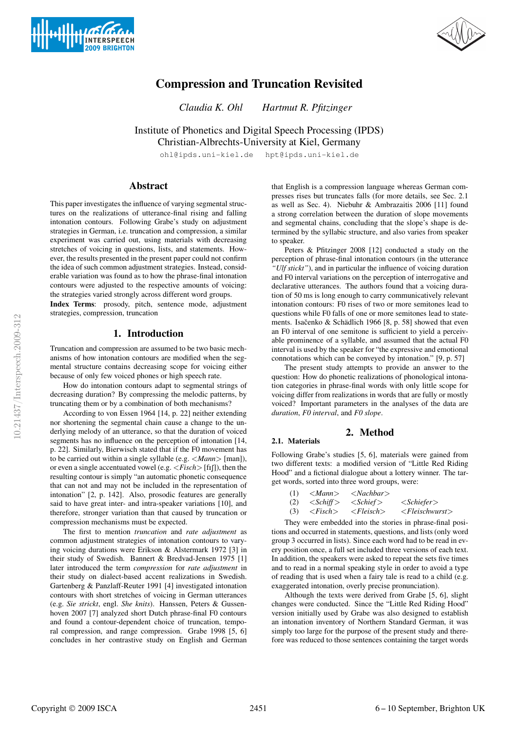# Compression and Truncation Revisited

*Claudia K. Ohl* *Hartmut R. Pfitzinger*

Institute of Phonetics and Digital Speech Processing (IPDS)
Christian-Albrechts-University at Kiel, Germany

ohl@ipds.uni-kiel.de hpt@ipds.uni-kiel.de

## Abstract

This paper investigates the influence of varying segmental structures on the realizations of utterance-final rising and falling intonation contours. Following Grabe's study on adjustment strategies in German, i.e. truncation and compression, a similar experiment was carried out, using materials with decreasing stretches of voicing in questions, lists, and statements. However, the results presented in the present paper could not confirm the idea of such common adjustment strategies. Instead, considerable variation was found as to how the phrase-final intonation contours were adjusted to the respective amounts of voicing: the strategies varied strongly across different word groups.

**Index Terms**: prosody, pitch, sentence mode, adjustment strategies, compression, truncation

## 1. Introduction

Truncation and compression are assumed to be two basic mechanisms of how intonation contours are modified when the segmental structure contains decreasing scope for voicing either because of only few voiced phones or high speech rate.

How do intonation contours adapt to segmental strings of decreasing duration? By compressing the melodic patterns, by truncating them or by a combination of both mechanisms?

According to von Essen 1964 [14, p. 22] neither extending nor shortening the segmental chain cause a change to the underlying melody of an utterance, so that the duration of voiced segments has no influence on the perception of intonation [14, p. 22]. Similarly, Bierwisch stated that if the F0 movement has to be carried out within a single syllable (e.g. <*Mann*> [man]), or even a single accentuated vowel (e.g. <*Fisch*> [fɪʃ]), then the resulting contour is simply "an automatic phonetic consequence that can not and may not be included in the representation of intonation" [2, p. 142]. Also, prosodic features are generally said to have great inter- and intra-speaker variations [10], and therefore, stronger variation than that caused by truncation or compression mechanisms must be expected.

The first to mention *truncation* and *rate adjustment* as common adjustment strategies of intonation contours to varying voicing durations were Erikson & Alstermark 1972 [3] in their study of Swedish. Bannert & Bredvad-Jensen 1975 [1] later introduced the term *compression* for *rate adjustment* in their study on dialect-based accent realizations in Swedish. Gartenberg & Panzlaff-Reuter 1991 [4] investigated intonation contours with short stretches of voicing in German utterances (e.g. *Sie strickt*, engl. *She knits*). Hanssen, Peters & Gussenhoven 2007 [7] analyzed short Dutch phrase-final F0 contours and found a contour-dependent choice of truncation, temporal compression, and range compression. Grabe 1998 [5, 6] concludes in her contrastive study on English and German that English is a compression language whereas German compresses rises but truncates falls (for more details, see Sec. 2.1 as well as Sec. 4). Niebuhr & Ambrazaitis 2006 [11] found a strong correlation between the duration of slope movements and segmental chains, concluding that the slope's shape is determined by the syllabic structure, and also varies from speaker to speaker.

Peters & Pfitzinger 2008 [12] conducted a study on the perception of phrase-final intonation contours (in the utterance *"Ulf stickt"*), and in particular the influence of voicing duration and F0 interval variations on the perception of interrogative and declarative utterances. The authors found that a voicing duration of 50 ms is long enough to carry communicatively relevant intonation contours: F0 rises of two or more semitones lead to questions while F0 falls of one or more semitones lead to statements. Isačenko & Schädlich 1966 [8, p. 58] showed that even an F0 interval of one semitone is sufficient to yield a perceivable prominence of a syllable, and assumed that the actual F0 interval is used by the speaker for "the expressive and emotional connotations which can be conveyed by intonation." [9, p. 57]

The present study attempts to provide an answer to the question: How do phonetic realizations of phonological intonation categories in phrase-final words with only little scope for voicing differ from realizations in words that are fully or mostly voiced? Important parameters in the analyses of the data are *duration*, *F0 interval*, and *F0 slope*.

## 2. Method

### 2.1. Materials

Following Grabe's studies [5, 6], materials were gained from two different texts: a modified version of "Little Red Riding Hood" and a fictional dialogue about a lottery winner. The target words, sorted into three word groups, were:

| | | | |
|---|---|---|---|
| (1) | <*Mann*> | <*Nachbar*> | |
| (2) | <*Schiff*> | <*Schief*> | <*Schiefer*> |
| (3) | <*Fisch*> | <*Fleisch*> | <*Fleischwurst*> |

They were embedded into the stories in phrase-final positions and occurred in statements, questions, and lists (only word group 3 occurred in lists). Since each word had to be read in every position once, a full set included three versions of each text. In addition, the speakers were asked to repeat the sets five times and to read in a normal speaking style in order to avoid a type of reading that is used when a fairy tale is read to a child (e.g. exaggerated intonation, overly precise pronunciation).

Although the texts were derived from Grabe [5, 6], slight changes were conducted. Since the "Little Red Riding Hood" version initially used by Grabe was also designed to establish an intonation inventory of Northern Standard German, it was simply too large for the purpose of the present study and therefore was reduced to those sentences containing the target words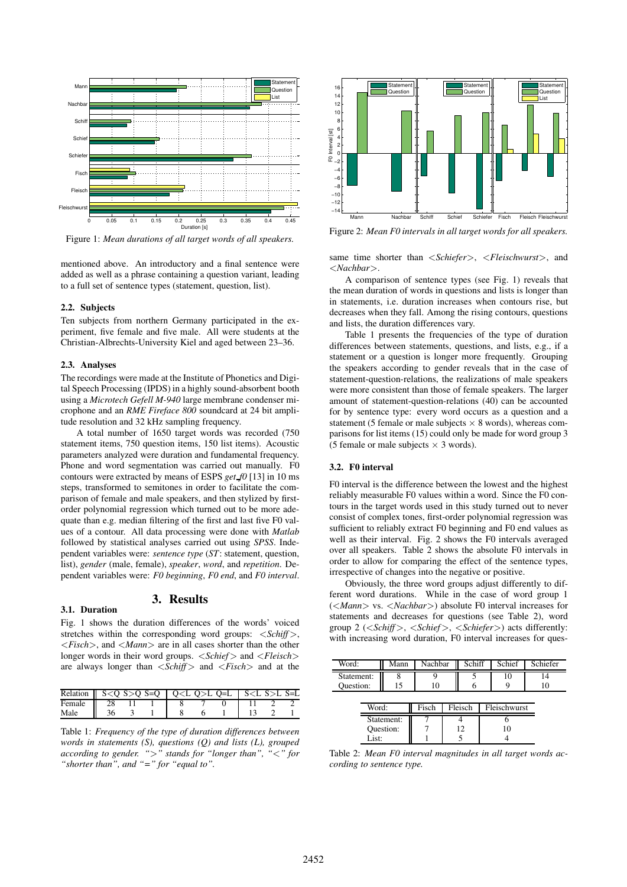Figure 1: *Mean durations of all target words of all speakers.*

mentioned above. An introductory and a final sentence were added as well as a phrase containing a question variant, leading to a full set of sentence types (statement, question, list).

### 2.2. Subjects

Ten subjects from northern Germany participated in the experiment, five female and five male. All were students at the Christian-Albrechts-University Kiel and aged between 23–36.

### 2.3. Analyses

The recordings were made at the Institute of Phonetics and Digital Speech Processing (IPDS) in a highly sound-absorbent booth using a *Microtech Gefell M-940* large membrane condenser microphone and an *RME Fireface 800* soundcard at 24 bit amplitude resolution and 32 kHz sampling frequency.

A total number of 1650 target words was recorded (750 statement items, 750 question items, 150 list items). Acoustic parameters analyzed were duration and fundamental frequency. Phone and word segmentation was carried out manually. F0 contours were extracted by means of ESPS *get_f0* [13] in 10 ms steps, transformed to semitones in order to facilitate the comparison of female and male speakers, and then stylized by first-order polynomial regression which turned out to be more adequate than e.g. median filtering of the first and last five F0 values of a contour. All data processing were done with *Matlab* followed by statistical analyses carried out using *SPSS*. Independent variables were: *sentence type* (*ST*: statement, question, list), *gender* (male, female), *speaker*, *word*, and *repetition*. Dependent variables were: *F0 beginning*, *F0 end*, and *F0 interval*.

## 3. Results

### 3.1. Duration

Fig. 1 shows the duration differences of the words' voiced stretches within the corresponding word groups: <*Schiff*>, <*Fisch*>, and <*Mann*> are in all cases shorter than the other longer words in their word groups. <*Schief*> and <*Fleisch*> are always longer than <*Schiff*> and <*Fisch*> and at the

| Relation | S<Q | S>Q | S=Q | Q<L | Q>L | Q=L | S<L | S>L | S=L |
|---|---|---|---|---|---|---|---|---|---|
| Female | 28 | 11 | 1 | 8 | 7 | 0 | 11 | 2 | 2 |
| Male | 36 | 3 | 1 | 8 | 6 | 1 | 13 | 2 | 1 |

Table 1: *Frequency of the type of duration differences between words in statements (S), questions (Q) and lists (L), grouped according to gender. ">" stands for "longer than", "<" for "shorter than", and "=" for "equal to".*

Figure 2: *Mean F0 intervals in all target words for all speakers.*

same time shorter than <*Schiefer*>, <*Fleischwurst*>, and <*Nachbar*>.

A comparison of sentence types (see Fig. 1) reveals that the mean duration of words in questions and lists is longer than in statements, i.e. duration increases when contours rise, but decreases when they fall. Among the rising contours, questions and lists, the duration differences vary.

Table 1 presents the frequencies of the type of duration differences between statements, questions, and lists, e.g., if a statement or a question is longer more frequently. Grouping the speakers according to gender reveals that in the case of statement-question-relations, the realizations of male speakers were more consistent than those of female speakers. The larger amount of statement-question-relations (40) can be accounted for by sentence type: every word occurs as a question and a statement (5 female or male subjects × 8 words), whereas comparisons for list items (15) could only be made for word group 3 (5 female or male subjects × 3 words).

### 3.2. F0 interval

F0 interval is the difference between the lowest and the highest reliably measurable F0 values within a word. Since the F0 contours in the target words used in this study turned out to never consist of complex tones, first-order polynomial regression was sufficient to reliably extract F0 beginning and F0 end values as well as their interval. Fig. 2 shows the F0 intervals averaged over all speakers. Table 2 shows the absolute F0 intervals in order to allow for comparing the effect of the sentence types, irrespective of changes into the negative or positive.

Obviously, the three word groups adjust differently to different word durations. While in the case of word group 1 (<*Mann*> vs. <*Nachbar*>) absolute F0 interval increases for statements and decreases for questions (see Table 2), word group 2 (<*Schiff*>, <*Schief*>, <*Schiefer*>) acts differently: with increasing word duration, F0 interval increases for ques-

| Word: | Mann | Nachbar | Schiff | Schief | Schiefer |
|---|---|---|---|---|---|
| Statement: | 8 | 9 | 5 | 10 | 14 |
| Question: | 15 | 10 | 6 | 9 | 10 |

| Word: | Fisch | Fleisch | Fleischwurst |
|---|---|---|---|
| Statement: | 7 | 4 | 6 |
| Question: | 7 | 12 | 10 |
| List: | 1 | 5 | 4 |

Table 2: *Mean F0 interval magnitudes in all target words according to sentence type.*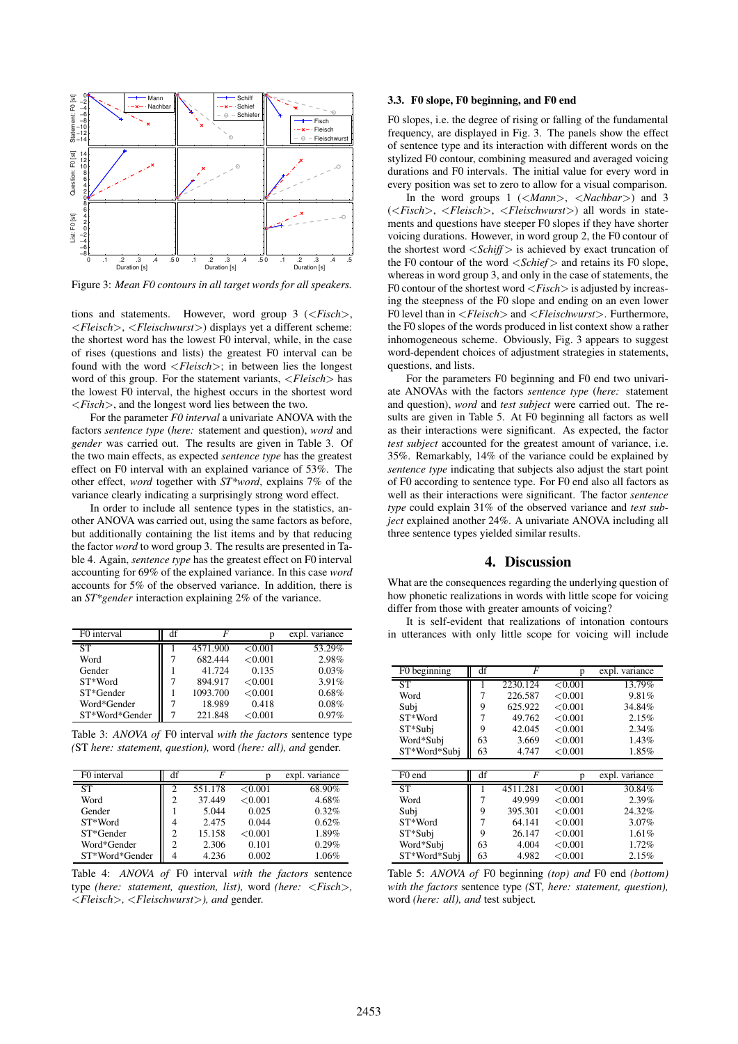Figure 3: *Mean F0 contours in all target words for all speakers.*

tions and statements. However, word group 3 (*<Fisch>*, *<Fleisch>*, *<Fleischwurst>*) displays yet a different scheme: the shortest word has the lowest F0 interval, while, in the case of rises (questions and lists) the greatest F0 interval can be found with the word *<Fleisch>*; in between lies the longest word of this group. For the statement variants, *<Fleisch>* has the lowest F0 interval, the highest occurs in the shortest word *<Fisch>*, and the longest word lies between the two.

For the parameter *F0 interval* a univariate ANOVA with the factors *sentence type* (*here:* statement and question), *word* and *gender* was carried out. The results are given in Table 3. Of the two main effects, as expected *sentence type* has the greatest effect on F0 interval with an explained variance of 53%. The other effect, *word* together with *ST\*word*, explains 7% of the variance clearly indicating a surprisingly strong word effect.

In order to include all sentence types in the statistics, another ANOVA was carried out, using the same factors as before, but additionally containing the list items and by that reducing the factor *word* to word group 3. The results are presented in Table 4. Again, *sentence type* has the greatest effect on F0 interval accounting for 69% of the explained variance. In this case *word* accounts for 5% of the observed variance. In addition, there is an *ST\*gender* interaction explaining 2% of the variance.

| F0 interval | df | F | p | expl. variance |
|---|---|---|---|---|
| ST | 1 | 4571.900 | <0.001 | 53.29% |
| Word | 7 | 682.444 | <0.001 | 2.98% |
| Gender | 1 | 41.724 | 0.135 | 0.03% |
| ST\*Word | 7 | 894.917 | <0.001 | 3.91% |
| ST\*Gender | 1 | 1093.700 | <0.001 | 0.68% |
| Word\*Gender | 7 | 18.989 | 0.418 | 0.08% |
| ST\*Word\*Gender | 7 | 221.848 | <0.001 | 0.97% |

Table 3: *ANOVA of* F0 interval *with the factors* sentence type *(*ST *here: statement, question),* word *(here: all), and* gender.

| F0 interval | df | F | p | expl. variance |
|---|---|---|---|---|
| ST | 2 | 551.178 | <0.001 | 68.90% |
| Word | 2 | 37.449 | <0.001 | 4.68% |
| Gender | 1 | 5.044 | 0.025 | 0.32% |
| ST\*Word | 4 | 2.475 | 0.044 | 0.62% |
| ST\*Gender | 2 | 15.158 | <0.001 | 1.89% |
| Word\*Gender | 2 | 2.306 | 0.101 | 0.29% |
| ST\*Word\*Gender | 4 | 4.236 | 0.002 | 1.06% |

Table 4: *ANOVA of* F0 interval *with the factors* sentence type *(here: statement, question, list),* word *(here: <Fisch>, <Fleisch>, <Fleischwurst>), and* gender.

### 3.3. F0 slope, F0 beginning, and F0 end

F0 slopes, i.e. the degree of rising or falling of the fundamental frequency, are displayed in Fig. 3. The panels show the effect of sentence type and its interaction with different words on the stylized F0 contour, combining measured and averaged voicing durations and F0 intervals. The initial value for every word in every position was set to zero to allow for a visual comparison.

In the word groups 1 (*<Mann>*, *<Nachbar>*) and 3 (*<Fisch>*, *<Fleisch>*, *<Fleischwurst>*) all words in statements and questions have steeper F0 slopes if they have shorter voicing durations. However, in word group 2, the F0 contour of the shortest word *<Schiff>* is achieved by exact truncation of the F0 contour of the word *<Schief>* and retains its F0 slope, whereas in word group 3, and only in the case of statements, the F0 contour of the shortest word *<Fisch>* is adjusted by increasing the steepness of the F0 slope and ending on an even lower F0 level than in *<Fleisch>* and *<Fleischwurst>*. Furthermore, the F0 slopes of the words produced in list context show a rather inhomogeneous scheme. Obviously, Fig. 3 appears to suggest word-dependent choices of adjustment strategies in statements, questions, and lists.

For the parameters F0 beginning and F0 end two univariate ANOVAs with the factors *sentence type* (*here:* statement and question), *word* and *test subject* were carried out. The results are given in Table 5. At F0 beginning all factors as well as their interactions were significant. As expected, the factor *test subject* accounted for the greatest amount of variance, i.e. 35%. Remarkably, 14% of the variance could be explained by *sentence type* indicating that subjects also adjust the start point of F0 according to sentence type. For F0 end also all factors as well as their interactions were significant. The factor *sentence type* could explain 31% of the observed variance and *test subject* explained another 24%. A univariate ANOVA including all three sentence types yielded similar results.

## 4. Discussion

What are the consequences regarding the underlying question of how phonetic realizations in words with little scope for voicing differ from those with greater amounts of voicing?

It is self-evident that realizations of intonation contours in utterances with only little scope for voicing will include

| F0 beginning | df | F | p | expl. variance |
|---|---|---|---|---|
| ST | 1 | 2230.124 | <0.001 | 13.79% |
| Word | 7 | 226.587 | <0.001 | 9.81% |
| Subj | 9 | 625.922 | <0.001 | 34.84% |
| ST\*Word | 7 | 49.762 | <0.001 | 2.15% |
| ST\*Subj | 9 | 42.045 | <0.001 | 2.34% |
| Word\*Subj | 63 | 3.669 | <0.001 | 1.43% |
| ST\*Word\*Subj | 63 | 4.747 | <0.001 | 1.85% |
| **F0 end** | **df** | **F** | **p** | **expl. variance** |
| ST | 1 | 4511.281 | <0.001 | 30.84% |
| Word | 7 | 49.999 | <0.001 | 2.39% |
| Subj | 9 | 395.301 | <0.001 | 24.32% |
| ST\*Word | 7 | 64.141 | <0.001 | 3.07% |
| ST\*Subj | 9 | 26.147 | <0.001 | 1.61% |
| Word\*Subj | 63 | 4.004 | <0.001 | 1.72% |
| ST\*Word\*Subj | 63 | 4.982 | <0.001 | 2.15% |

Table 5: *ANOVA of* F0 beginning *(top) and* F0 end *(bottom) with the factors* sentence type *(*ST*, here: statement, question),* word *(here: all), and* test subject*.*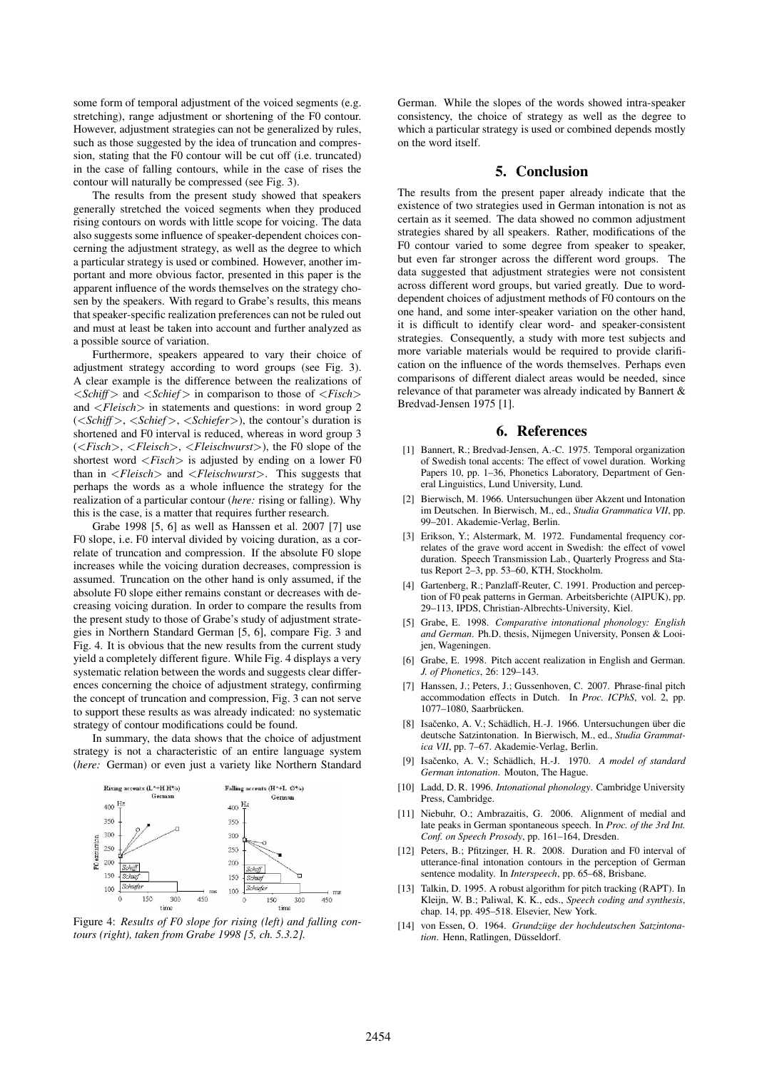some form of temporal adjustment of the voiced segments (e.g. stretching), range adjustment or shortening of the F0 contour. However, adjustment strategies can not be generalized by rules, such as those suggested by the idea of truncation and compression, stating that the F0 contour will be cut off (i.e. truncated) in the case of falling contours, while in the case of rises the contour will naturally be compressed (see Fig. 3).

The results from the present study showed that speakers generally stretched the voiced segments when they produced rising contours on words with little scope for voicing. The data also suggests some influence of speaker-dependent choices concerning the adjustment strategy, as well as the degree to which a particular strategy is used or combined. However, another important and more obvious factor, presented in this paper is the apparent influence of the words themselves on the strategy chosen by the speakers. With regard to Grabe's results, this means that speaker-specific realization preferences can not be ruled out and must at least be taken into account and further analyzed as a possible source of variation.

Furthermore, speakers appeared to vary their choice of adjustment strategy according to word groups (see Fig. 3). A clear example is the difference between the realizations of <*Schiff*> and <*Schief*> in comparison to those of <*Fisch*> and <*Fleisch*> in statements and questions: in word group 2 (<*Schiff*>, <*Schief*>, <*Schiefer*>), the contour's duration is shortened and F0 interval is reduced, whereas in word group 3 (<*Fisch*>, <*Fleisch*>, <*Fleischwurst*>), the F0 slope of the shortest word <*Fisch*> is adjusted by ending on a lower F0 than in <*Fleisch*> and <*Fleischwurst*>. This suggests that perhaps the words as a whole influence the strategy for the realization of a particular contour (*here:* rising or falling). Why this is the case, is a matter that requires further research.

Grabe 1998 [5, 6] as well as Hanssen et al. 2007 [7] use F0 slope, i.e. F0 interval divided by voicing duration, as a correlate of truncation and compression. If the absolute F0 slope increases while the voicing duration decreases, compression is assumed. Truncation on the other hand is only assumed, if the absolute F0 slope either remains constant or decreases with decreasing voicing duration. In order to compare the results from the present study to those of Grabe's study of adjustment strategies in Northern Standard German [5, 6], compare Fig. 3 and Fig. 4. It is obvious that the new results from the current study yield a completely different figure. While Fig. 4 displays a very systematic relation between the words and suggests clear differences concerning the choice of adjustment strategy, confirming the concept of truncation and compression, Fig. 3 can not serve to support these results as was already indicated: no systematic strategy of contour modifications could be found.

In summary, the data shows that the choice of adjustment strategy is not a characteristic of an entire language system (*here:* German) or even just a variety like Northern Standard German. While the slopes of the words showed intra-speaker consistency, the choice of strategy as well as the degree to which a particular strategy is used or combined depends mostly on the word itself.

Rising accents (L*+H H%) German

Falling accents (H*+L 0%) German

Hz

400

350

300

250

200

150

100

F0 excursion

Schiff

Schief

Schiefer

0 150 300 450 ms

time

Figure 4: *Results of F0 slope for rising (left) and falling contours (right), taken from Grabe 1998 [5, ch. 5.3.2].*

## 5. Conclusion

The results from the present paper already indicate that the existence of two strategies used in German intonation is not as certain as it seemed. The data showed no common adjustment strategies shared by all speakers. Rather, modifications of the F0 contour varied to some degree from speaker to speaker, but even far stronger across the different word groups. The data suggested that adjustment strategies were not consistent across different word groups, but varied greatly. Due to word-dependent choices of adjustment methods of F0 contours on the one hand, and some inter-speaker variation on the other hand, it is difficult to identify clear word- and speaker-consistent strategies. Consequently, a study with more test subjects and more variable materials would be required to provide clarification on the influence of the words themselves. Perhaps even comparisons of different dialect areas would be needed, since relevance of that parameter was already indicated by Bannert & Bredvad-Jensen 1975 [1].

## 6. References

[1] Bannert, R.; Bredvad-Jensen, A.-C. 1975. Temporal organization of Swedish tonal accents: The effect of vowel duration. Working Papers 10, pp. 1–36, Phonetics Laboratory, Department of General Linguistics, Lund University, Lund.

[2] Bierwisch, M. 1966. Untersuchungen über Akzent und Intonation im Deutschen. In Bierwisch, M., ed., *Studia Grammatica VII*, pp. 99–201. Akademie-Verlag, Berlin.

[3] Erikson, Y.; Alstermark, M. 1972. Fundamental frequency correlates of the grave word accent in Swedish: the effect of vowel duration. Speech Transmission Lab., Quarterly Progress and Status Report 2–3, pp. 53–60, KTH, Stockholm.

[4] Gartenberg, R.; Panzlaff-Reuter, C. 1991. Production and perception of F0 peak patterns in German. Arbeitsberichte (AIPUK), pp. 29–113, IPDS, Christian-Albrechts-University, Kiel.

[5] Grabe, E. 1998. *Comparative intonational phonology: English and German*. Ph.D. thesis, Nijmegen University, Ponsen & Looijen, Wageningen.

[6] Grabe, E. 1998. Pitch accent realization in English and German. *J. of Phonetics*, 26: 129–143.

[7] Hanssen, J.; Peters, J.; Gussenhoven, C. 2007. Phrase-final pitch accommodation effects in Dutch. In *Proc. ICPhS*, vol. 2, pp. 1077–1080, Saarbrücken.

[8] Isačenko, A. V.; Schädlich, H.-J. 1966. Untersuchungen über die deutsche Satzintonation. In Bierwisch, M., ed., *Studia Grammatica VII*, pp. 7–67. Akademie-Verlag, Berlin.

[9] Isačenko, A. V.; Schädlich, H.-J. 1970. *A model of standard German intonation*. Mouton, The Hague.

[10] Ladd, D. R. 1996. *Intonational phonology*. Cambridge University Press, Cambridge.

[11] Niebuhr, O.; Ambrazaitis, G. 2006. Alignment of medial and late peaks in German spontaneous speech. In *Proc. of the 3rd Int. Conf. on Speech Prosody*, pp. 161–164, Dresden.

[12] Peters, B.; Pfitzinger, H. R. 2008. Duration and F0 interval of utterance-final intonation contours in the perception of German sentence modality. In *Interspeech*, pp. 65–68, Brisbane.

[13] Talkin, D. 1995. A robust algorithm for pitch tracking (RAPT). In Kleijn, W. B.; Paliwal, K. K., eds., *Speech coding and synthesis*, chap. 14, pp. 495–518. Elsevier, New York.

[14] von Essen, O. 1964. *Grundzüge der hochdeutschen Satzintonation*. Henn, Ratlingen, Düsseldorf.